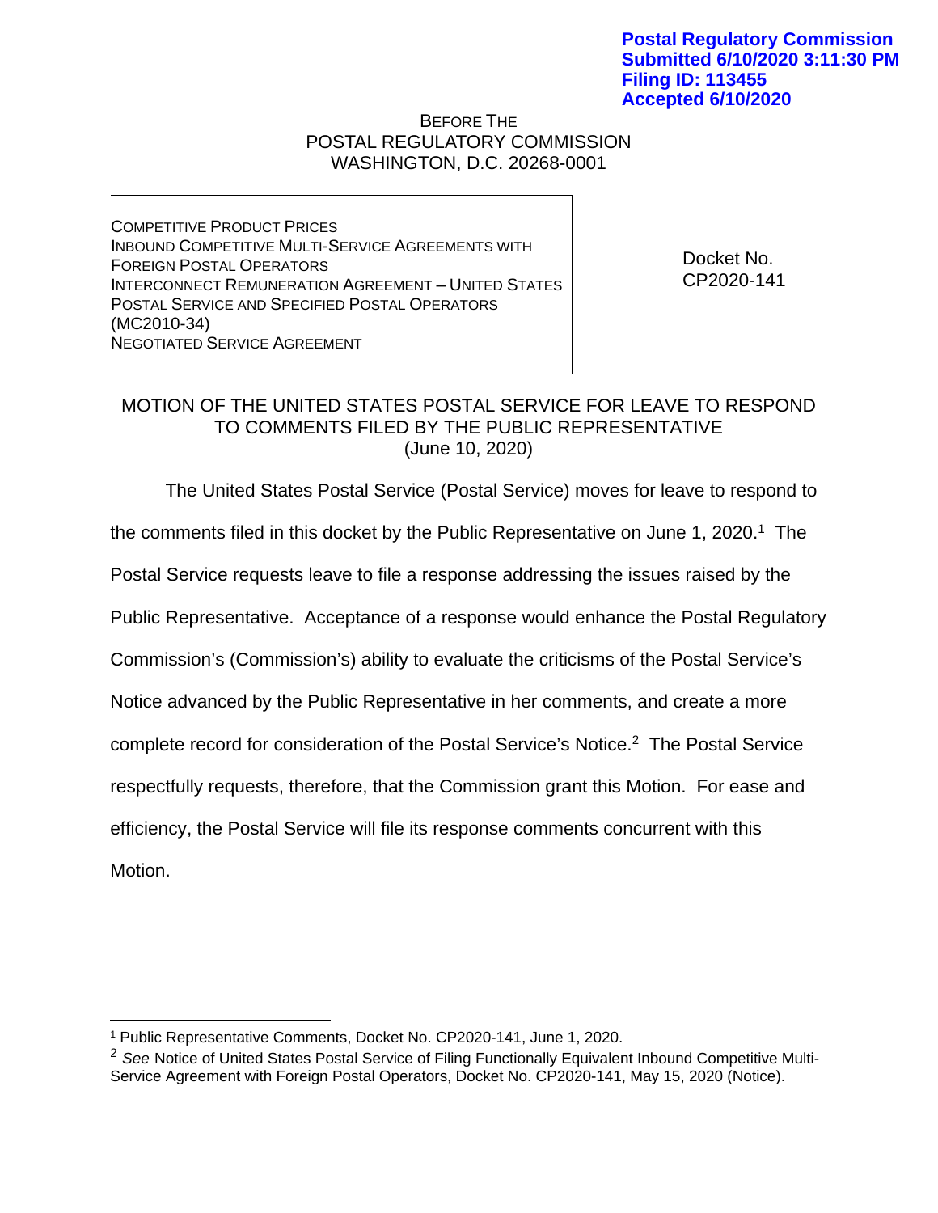**Postal Regulatory Commission**
**Submitted 6/10/2020 3:11:30 PM**
**Filing ID: 113455**
**Accepted 6/10/2020**

BEFORE THE
POSTAL REGULATORY COMMISSION
WASHINGTON, D.C. 20268-0001

| | |
|---|---|
| COMPETITIVE PRODUCT PRICES<br>INBOUND COMPETITIVE MULTI-SERVICE AGREEMENTS WITH FOREIGN POSTAL OPERATORS<br>INTERCONNECT REMUNERATION AGREEMENT – UNITED STATES POSTAL SERVICE AND SPECIFIED POSTAL OPERATORS (MC2010-34)<br>NEGOTIATED SERVICE AGREEMENT | Docket No. CP2020-141 |

MOTION OF THE UNITED STATES POSTAL SERVICE FOR LEAVE TO RESPOND TO COMMENTS FILED BY THE PUBLIC REPRESENTATIVE
(June 10, 2020)

The United States Postal Service (Postal Service) moves for leave to respond to the comments filed in this docket by the Public Representative on June 1, 2020.[1] The Postal Service requests leave to file a response addressing the issues raised by the Public Representative. Acceptance of a response would enhance the Postal Regulatory Commission's (Commission's) ability to evaluate the criticisms of the Postal Service's Notice advanced by the Public Representative in her comments, and create a more complete record for consideration of the Postal Service's Notice.[2] The Postal Service respectfully requests, therefore, that the Commission grant this Motion. For ease and efficiency, the Postal Service will file its response comments concurrent with this Motion.

---

[1] Public Representative Comments, Docket No. CP2020-141, June 1, 2020.

[2] *See* Notice of United States Postal Service of Filing Functionally Equivalent Inbound Competitive Multi-Service Agreement with Foreign Postal Operators, Docket No. CP2020-141, May 15, 2020 (Notice).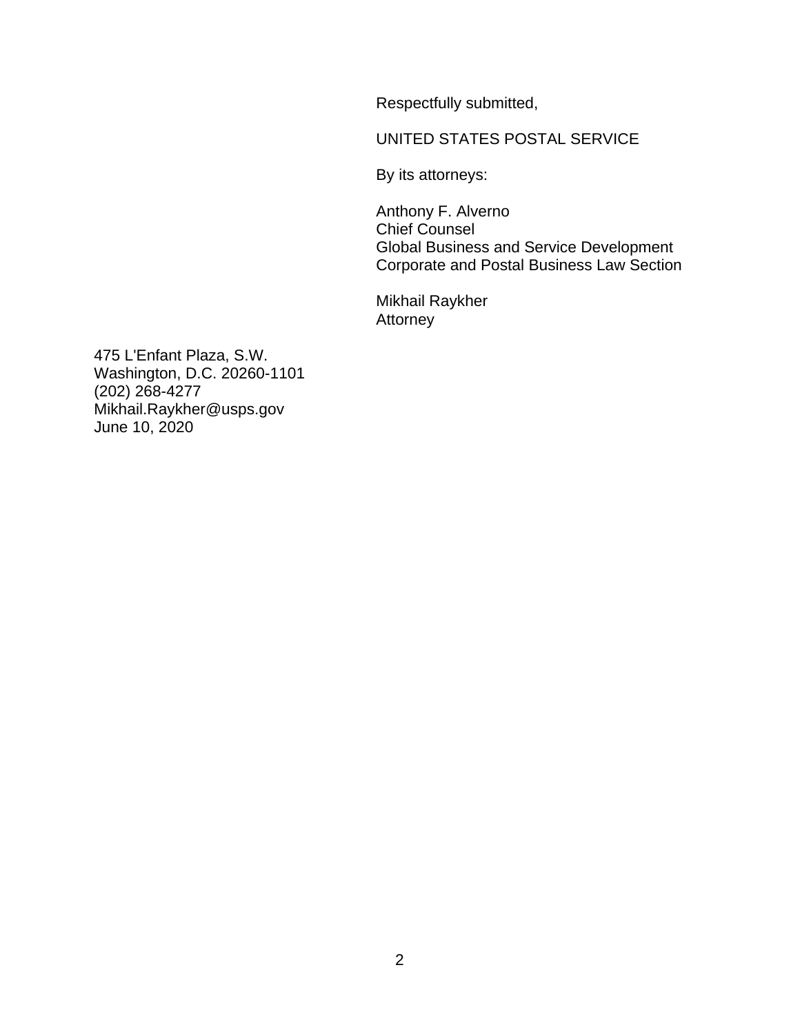Respectfully submitted,

UNITED STATES POSTAL SERVICE

By its attorneys:

Anthony F. Alverno
Chief Counsel
Global Business and Service Development
Corporate and Postal Business Law Section

Mikhail Raykher
Attorney

475 L'Enfant Plaza, S.W.
Washington, D.C. 20260-1101
(202) 268-4277
Mikhail.Raykher@usps.gov
June 10, 2020